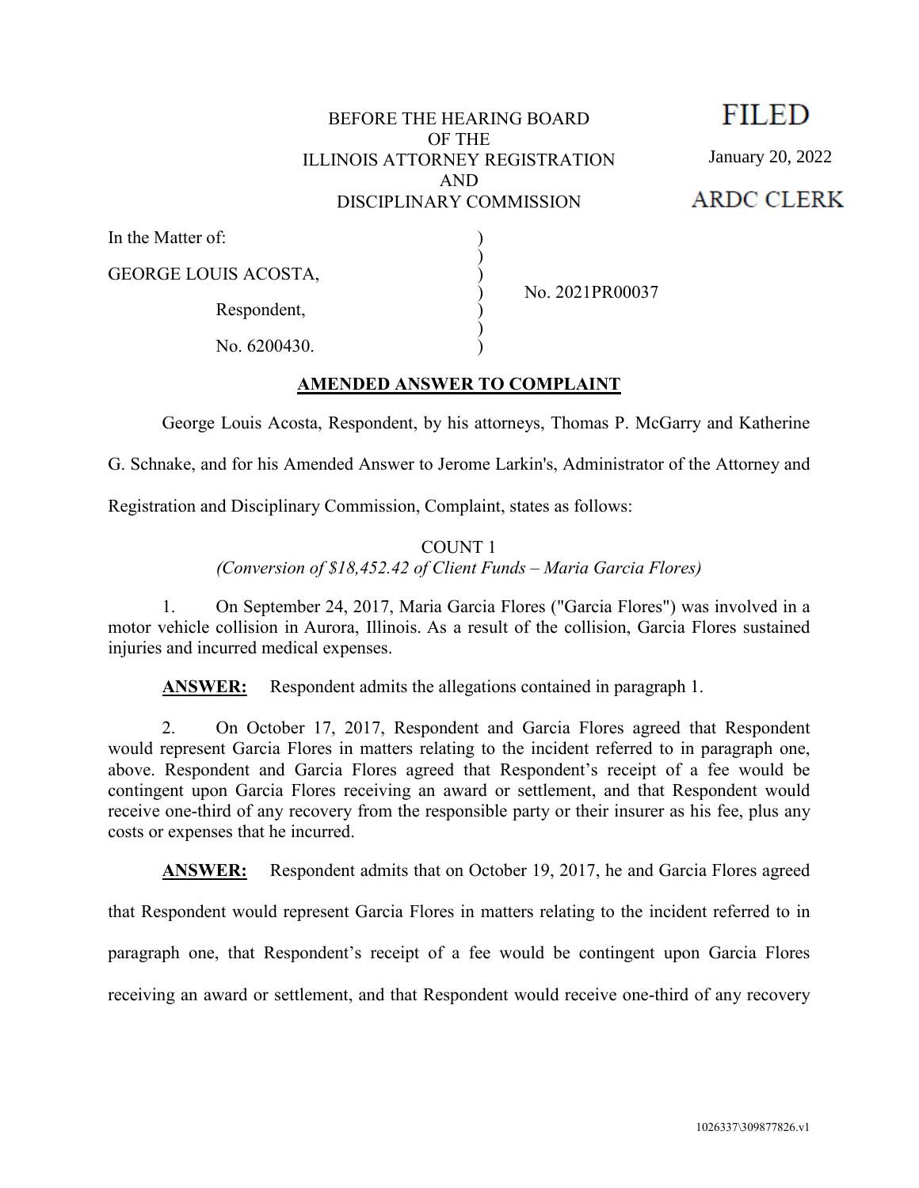BEFORE THE HEARING BOARD
OF THE
ILLINOIS ATTORNEY REGISTRATION
AND
DISCIPLINARY COMMISSION

**FILED**

January 20, 2022

**ARDC CLERK**

| | | |
|---|---|---|
| In the Matter of: | ) | |
| | ) | |
| GEORGE LOUIS ACOSTA, | ) | |
| | ) | No. 2021PR00037 |
| Respondent, | ) | |
| | ) | |
| No. 6200430. | ) | |

## AMENDED ANSWER TO COMPLAINT

George Louis Acosta, Respondent, by his attorneys, Thomas P. McGarry and Katherine G. Schnake, and for his Amended Answer to Jerome Larkin's, Administrator of the Attorney and Registration and Disciplinary Commission, Complaint, states as follows:

### COUNT 1
*(Conversion of $18,452.42 of Client Funds – Maria Garcia Flores)*

1. On September 24, 2017, Maria Garcia Flores ("Garcia Flores") was involved in a motor vehicle collision in Aurora, Illinois. As a result of the collision, Garcia Flores sustained injuries and incurred medical expenses.

**ANSWER:** Respondent admits the allegations contained in paragraph 1.

2. On October 17, 2017, Respondent and Garcia Flores agreed that Respondent would represent Garcia Flores in matters relating to the incident referred to in paragraph one, above. Respondent and Garcia Flores agreed that Respondent's receipt of a fee would be contingent upon Garcia Flores receiving an award or settlement, and that Respondent would receive one-third of any recovery from the responsible party or their insurer as his fee, plus any costs or expenses that he incurred.

**ANSWER:** Respondent admits that on October 19, 2017, he and Garcia Flores agreed that Respondent would represent Garcia Flores in matters relating to the incident referred to in paragraph one, that Respondent's receipt of a fee would be contingent upon Garcia Flores receiving an award or settlement, and that Respondent would receive one-third of any recovery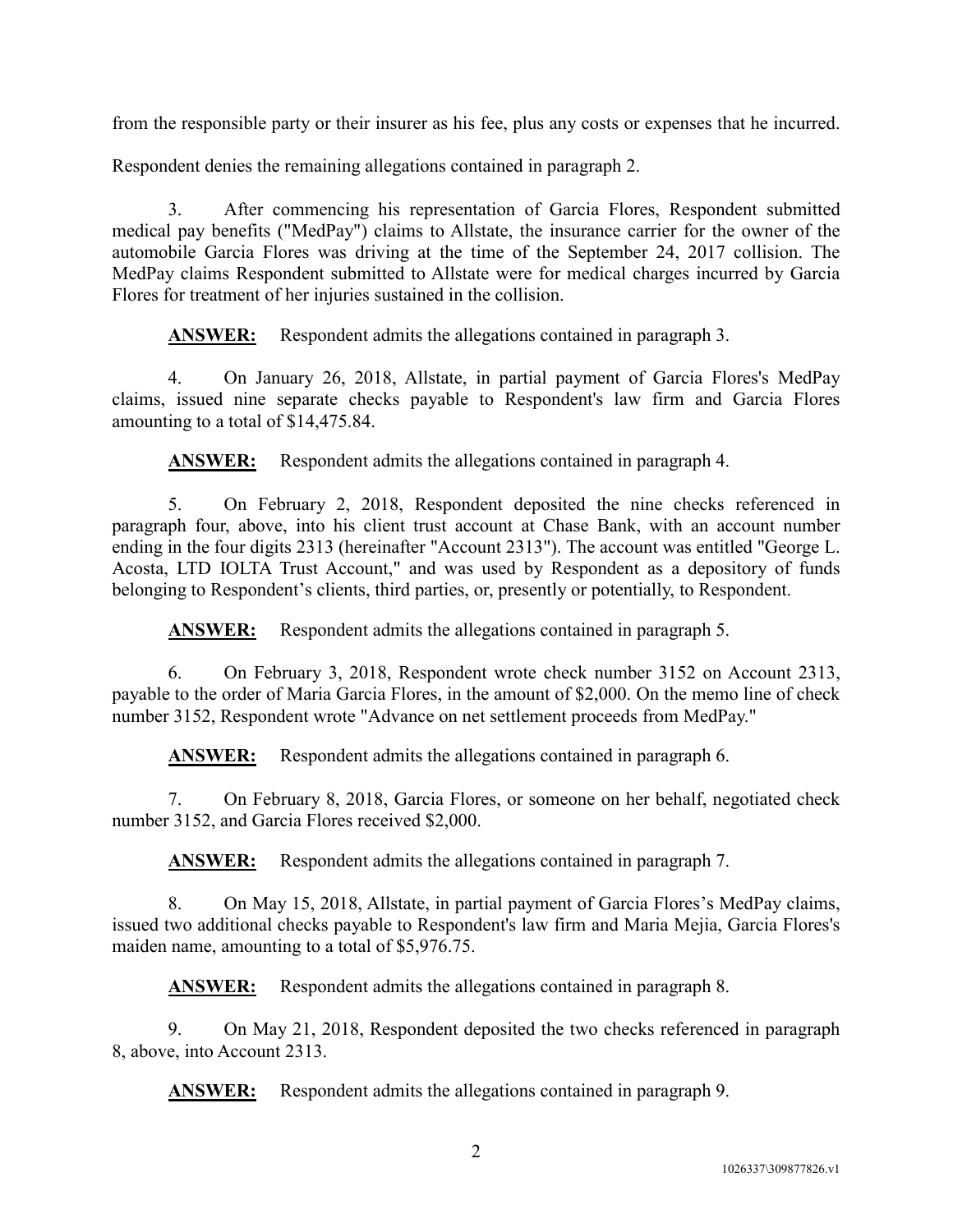from the responsible party or their insurer as his fee, plus any costs or expenses that he incurred.

Respondent denies the remaining allegations contained in paragraph 2.

3. After commencing his representation of Garcia Flores, Respondent submitted medical pay benefits ("MedPay") claims to Allstate, the insurance carrier for the owner of the automobile Garcia Flores was driving at the time of the September 24, 2017 collision. The MedPay claims Respondent submitted to Allstate were for medical charges incurred by Garcia Flores for treatment of her injuries sustained in the collision.

**ANSWER:** Respondent admits the allegations contained in paragraph 3.

4. On January 26, 2018, Allstate, in partial payment of Garcia Flores's MedPay claims, issued nine separate checks payable to Respondent's law firm and Garcia Flores amounting to a total of $14,475.84.

**ANSWER:** Respondent admits the allegations contained in paragraph 4.

5. On February 2, 2018, Respondent deposited the nine checks referenced in paragraph four, above, into his client trust account at Chase Bank, with an account number ending in the four digits 2313 (hereinafter "Account 2313"). The account was entitled "George L. Acosta, LTD IOLTA Trust Account," and was used by Respondent as a depository of funds belonging to Respondent's clients, third parties, or, presently or potentially, to Respondent.

**ANSWER:** Respondent admits the allegations contained in paragraph 5.

6. On February 3, 2018, Respondent wrote check number 3152 on Account 2313, payable to the order of Maria Garcia Flores, in the amount of $2,000. On the memo line of check number 3152, Respondent wrote "Advance on net settlement proceeds from MedPay."

**ANSWER:** Respondent admits the allegations contained in paragraph 6.

7. On February 8, 2018, Garcia Flores, or someone on her behalf, negotiated check number 3152, and Garcia Flores received $2,000.

**ANSWER:** Respondent admits the allegations contained in paragraph 7.

8. On May 15, 2018, Allstate, in partial payment of Garcia Flores's MedPay claims, issued two additional checks payable to Respondent's law firm and Maria Mejia, Garcia Flores's maiden name, amounting to a total of $5,976.75.

**ANSWER:** Respondent admits the allegations contained in paragraph 8.

9. On May 21, 2018, Respondent deposited the two checks referenced in paragraph 8, above, into Account 2313.

**ANSWER:** Respondent admits the allegations contained in paragraph 9.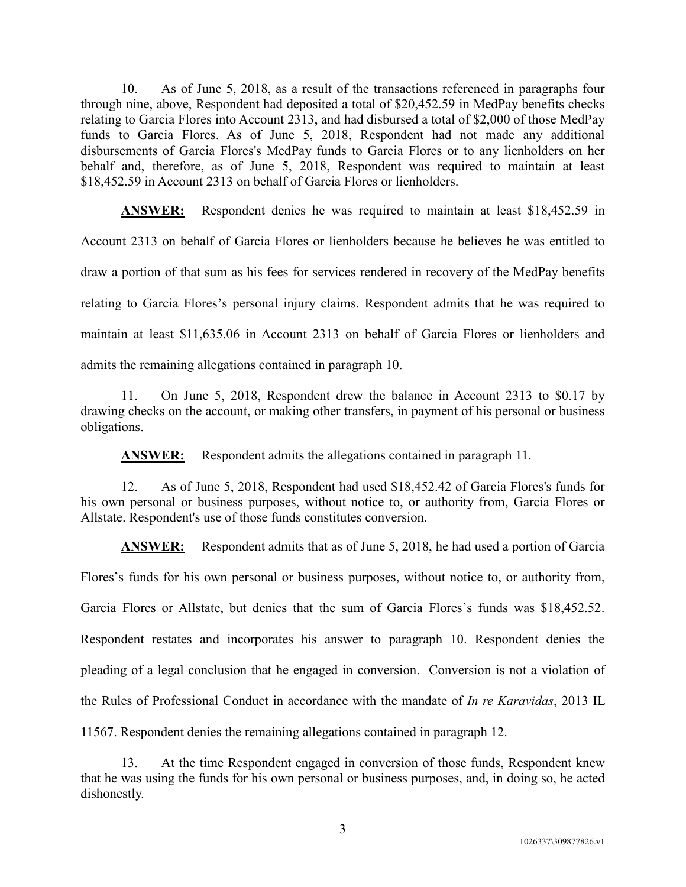10. As of June 5, 2018, as a result of the transactions referenced in paragraphs four through nine, above, Respondent had deposited a total of $20,452.59 in MedPay benefits checks relating to Garcia Flores into Account 2313, and had disbursed a total of $2,000 of those MedPay funds to Garcia Flores. As of June 5, 2018, Respondent had not made any additional disbursements of Garcia Flores's MedPay funds to Garcia Flores or to any lienholders on her behalf and, therefore, as of June 5, 2018, Respondent was required to maintain at least $18,452.59 in Account 2313 on behalf of Garcia Flores or lienholders.

**ANSWER:** Respondent denies he was required to maintain at least $18,452.59 in Account 2313 on behalf of Garcia Flores or lienholders because he believes he was entitled to draw a portion of that sum as his fees for services rendered in recovery of the MedPay benefits relating to Garcia Flores's personal injury claims. Respondent admits that he was required to maintain at least $11,635.06 in Account 2313 on behalf of Garcia Flores or lienholders and admits the remaining allegations contained in paragraph 10.

11. On June 5, 2018, Respondent drew the balance in Account 2313 to $0.17 by drawing checks on the account, or making other transfers, in payment of his personal or business obligations.

**ANSWER:** Respondent admits the allegations contained in paragraph 11.

12. As of June 5, 2018, Respondent had used $18,452.42 of Garcia Flores's funds for his own personal or business purposes, without notice to, or authority from, Garcia Flores or Allstate. Respondent's use of those funds constitutes conversion.

**ANSWER:** Respondent admits that as of June 5, 2018, he had used a portion of Garcia Flores's funds for his own personal or business purposes, without notice to, or authority from, Garcia Flores or Allstate, but denies that the sum of Garcia Flores's funds was $18,452.52. Respondent restates and incorporates his answer to paragraph 10. Respondent denies the pleading of a legal conclusion that he engaged in conversion. Conversion is not a violation of the Rules of Professional Conduct in accordance with the mandate of *In re Karavidas*, 2013 IL 11567. Respondent denies the remaining allegations contained in paragraph 12.

13. At the time Respondent engaged in conversion of those funds, Respondent knew that he was using the funds for his own personal or business purposes, and, in doing so, he acted dishonestly.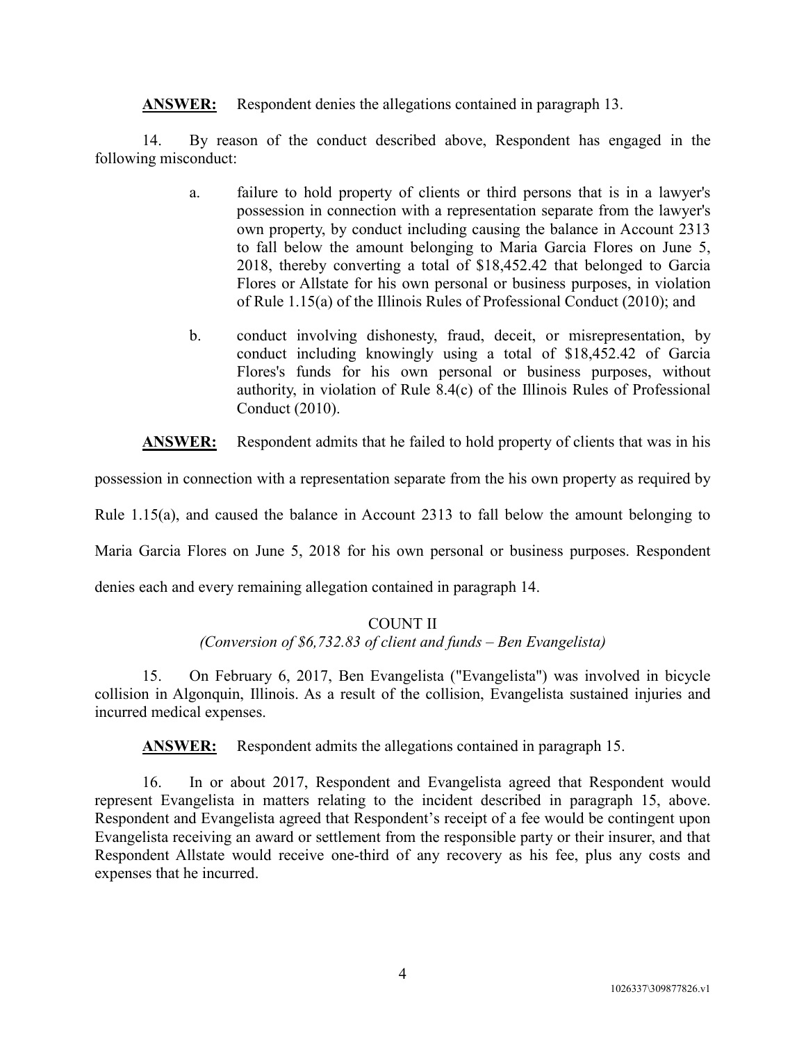**ANSWER:** Respondent denies the allegations contained in paragraph 13.

14. By reason of the conduct described above, Respondent has engaged in the following misconduct:

a. failure to hold property of clients or third persons that is in a lawyer's possession in connection with a representation separate from the lawyer's own property, by conduct including causing the balance in Account 2313 to fall below the amount belonging to Maria Garcia Flores on June 5, 2018, thereby converting a total of $18,452.42 that belonged to Garcia Flores or Allstate for his own personal or business purposes, in violation of Rule 1.15(a) of the Illinois Rules of Professional Conduct (2010); and

b. conduct involving dishonesty, fraud, deceit, or misrepresentation, by conduct including knowingly using a total of $18,452.42 of Garcia Flores's funds for his own personal or business purposes, without authority, in violation of Rule 8.4(c) of the Illinois Rules of Professional Conduct (2010).

**ANSWER:** Respondent admits that he failed to hold property of clients that was in his possession in connection with a representation separate from the his own property as required by Rule 1.15(a), and caused the balance in Account 2313 to fall below the amount belonging to Maria Garcia Flores on June 5, 2018 for his own personal or business purposes. Respondent denies each and every remaining allegation contained in paragraph 14.

COUNT II

*(Conversion of $6,732.83 of client and funds – Ben Evangelista)*

15. On February 6, 2017, Ben Evangelista ("Evangelista") was involved in bicycle collision in Algonquin, Illinois. As a result of the collision, Evangelista sustained injuries and incurred medical expenses.

**ANSWER:** Respondent admits the allegations contained in paragraph 15.

16. In or about 2017, Respondent and Evangelista agreed that Respondent would represent Evangelista in matters relating to the incident described in paragraph 15, above. Respondent and Evangelista agreed that Respondent's receipt of a fee would be contingent upon Evangelista receiving an award or settlement from the responsible party or their insurer, and that Respondent Allstate would receive one-third of any recovery as his fee, plus any costs and expenses that he incurred.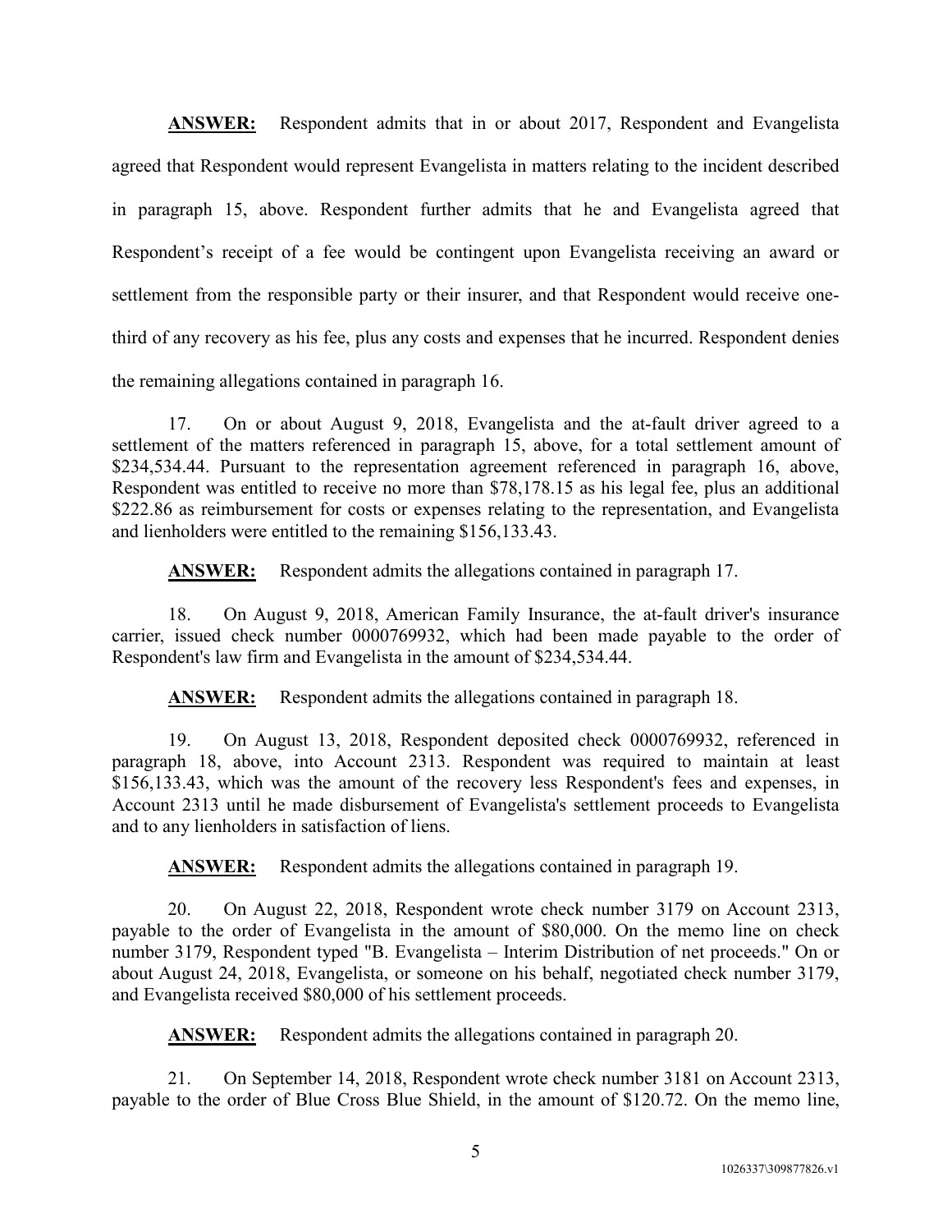**ANSWER:** Respondent admits that in or about 2017, Respondent and Evangelista agreed that Respondent would represent Evangelista in matters relating to the incident described in paragraph 15, above. Respondent further admits that he and Evangelista agreed that Respondent's receipt of a fee would be contingent upon Evangelista receiving an award or settlement from the responsible party or their insurer, and that Respondent would receive one-third of any recovery as his fee, plus any costs and expenses that he incurred. Respondent denies the remaining allegations contained in paragraph 16.

17. On or about August 9, 2018, Evangelista and the at-fault driver agreed to a settlement of the matters referenced in paragraph 15, above, for a total settlement amount of $234,534.44. Pursuant to the representation agreement referenced in paragraph 16, above, Respondent was entitled to receive no more than $78,178.15 as his legal fee, plus an additional $222.86 as reimbursement for costs or expenses relating to the representation, and Evangelista and lienholders were entitled to the remaining $156,133.43.

**ANSWER:** Respondent admits the allegations contained in paragraph 17.

18. On August 9, 2018, American Family Insurance, the at-fault driver's insurance carrier, issued check number 0000769932, which had been made payable to the order of Respondent's law firm and Evangelista in the amount of $234,534.44.

**ANSWER:** Respondent admits the allegations contained in paragraph 18.

19. On August 13, 2018, Respondent deposited check 0000769932, referenced in paragraph 18, above, into Account 2313. Respondent was required to maintain at least $156,133.43, which was the amount of the recovery less Respondent's fees and expenses, in Account 2313 until he made disbursement of Evangelista's settlement proceeds to Evangelista and to any lienholders in satisfaction of liens.

**ANSWER:** Respondent admits the allegations contained in paragraph 19.

20. On August 22, 2018, Respondent wrote check number 3179 on Account 2313, payable to the order of Evangelista in the amount of $80,000. On the memo line on check number 3179, Respondent typed "B. Evangelista – Interim Distribution of net proceeds." On or about August 24, 2018, Evangelista, or someone on his behalf, negotiated check number 3179, and Evangelista received $80,000 of his settlement proceeds.

**ANSWER:** Respondent admits the allegations contained in paragraph 20.

21. On September 14, 2018, Respondent wrote check number 3181 on Account 2313, payable to the order of Blue Cross Blue Shield, in the amount of $120.72. On the memo line,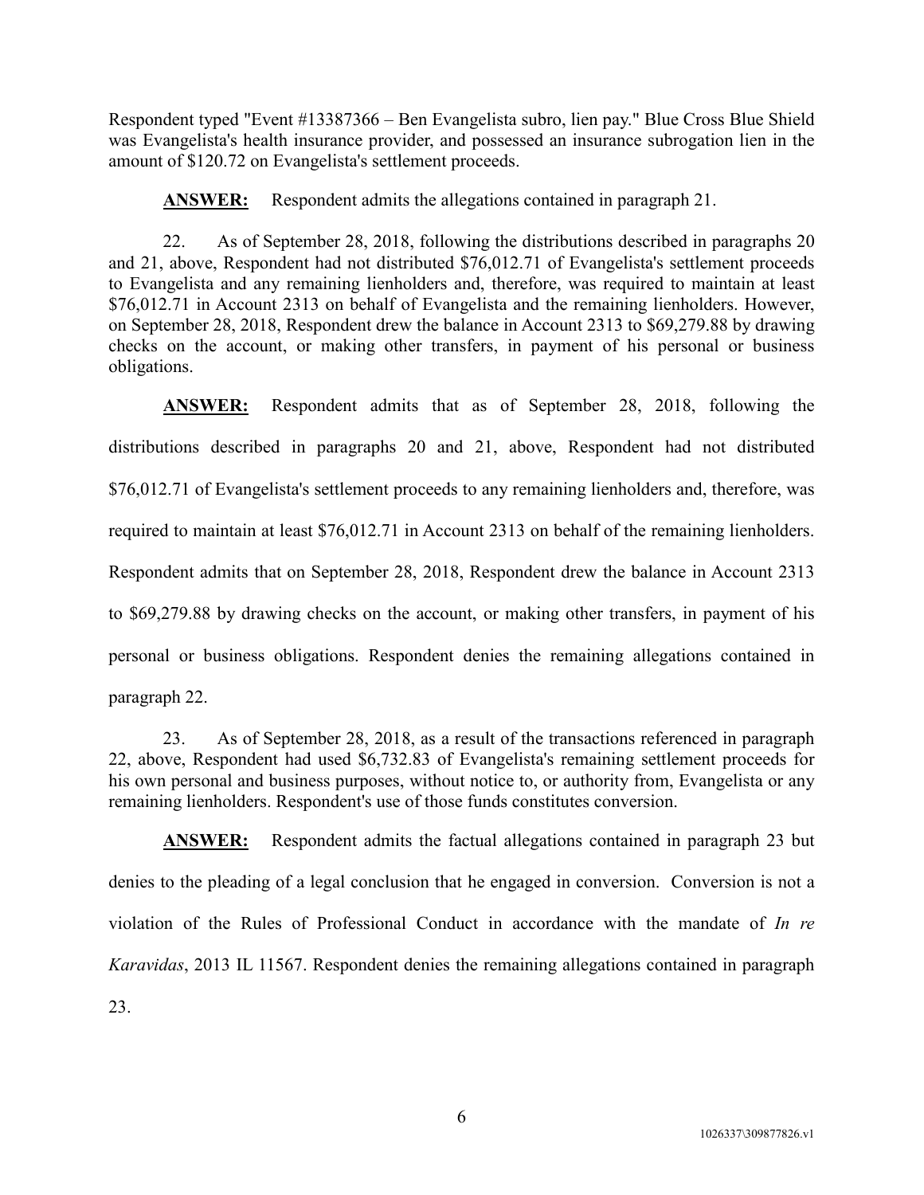Respondent typed "Event #13387366 – Ben Evangelista subro, lien pay." Blue Cross Blue Shield was Evangelista's health insurance provider, and possessed an insurance subrogation lien in the amount of $120.72 on Evangelista's settlement proceeds.

**ANSWER:** Respondent admits the allegations contained in paragraph 21.

22. As of September 28, 2018, following the distributions described in paragraphs 20 and 21, above, Respondent had not distributed $76,012.71 of Evangelista's settlement proceeds to Evangelista and any remaining lienholders and, therefore, was required to maintain at least $76,012.71 in Account 2313 on behalf of Evangelista and the remaining lienholders. However, on September 28, 2018, Respondent drew the balance in Account 2313 to $69,279.88 by drawing checks on the account, or making other transfers, in payment of his personal or business obligations.

**ANSWER:** Respondent admits that as of September 28, 2018, following the distributions described in paragraphs 20 and 21, above, Respondent had not distributed $76,012.71 of Evangelista's settlement proceeds to any remaining lienholders and, therefore, was required to maintain at least $76,012.71 in Account 2313 on behalf of the remaining lienholders. Respondent admits that on September 28, 2018, Respondent drew the balance in Account 2313 to $69,279.88 by drawing checks on the account, or making other transfers, in payment of his personal or business obligations. Respondent denies the remaining allegations contained in paragraph 22.

23. As of September 28, 2018, as a result of the transactions referenced in paragraph 22, above, Respondent had used $6,732.83 of Evangelista's remaining settlement proceeds for his own personal and business purposes, without notice to, or authority from, Evangelista or any remaining lienholders. Respondent's use of those funds constitutes conversion.

**ANSWER:** Respondent admits the factual allegations contained in paragraph 23 but denies to the pleading of a legal conclusion that he engaged in conversion. Conversion is not a violation of the Rules of Professional Conduct in accordance with the mandate of *In re Karavidas*, 2013 IL 11567. Respondent denies the remaining allegations contained in paragraph 23.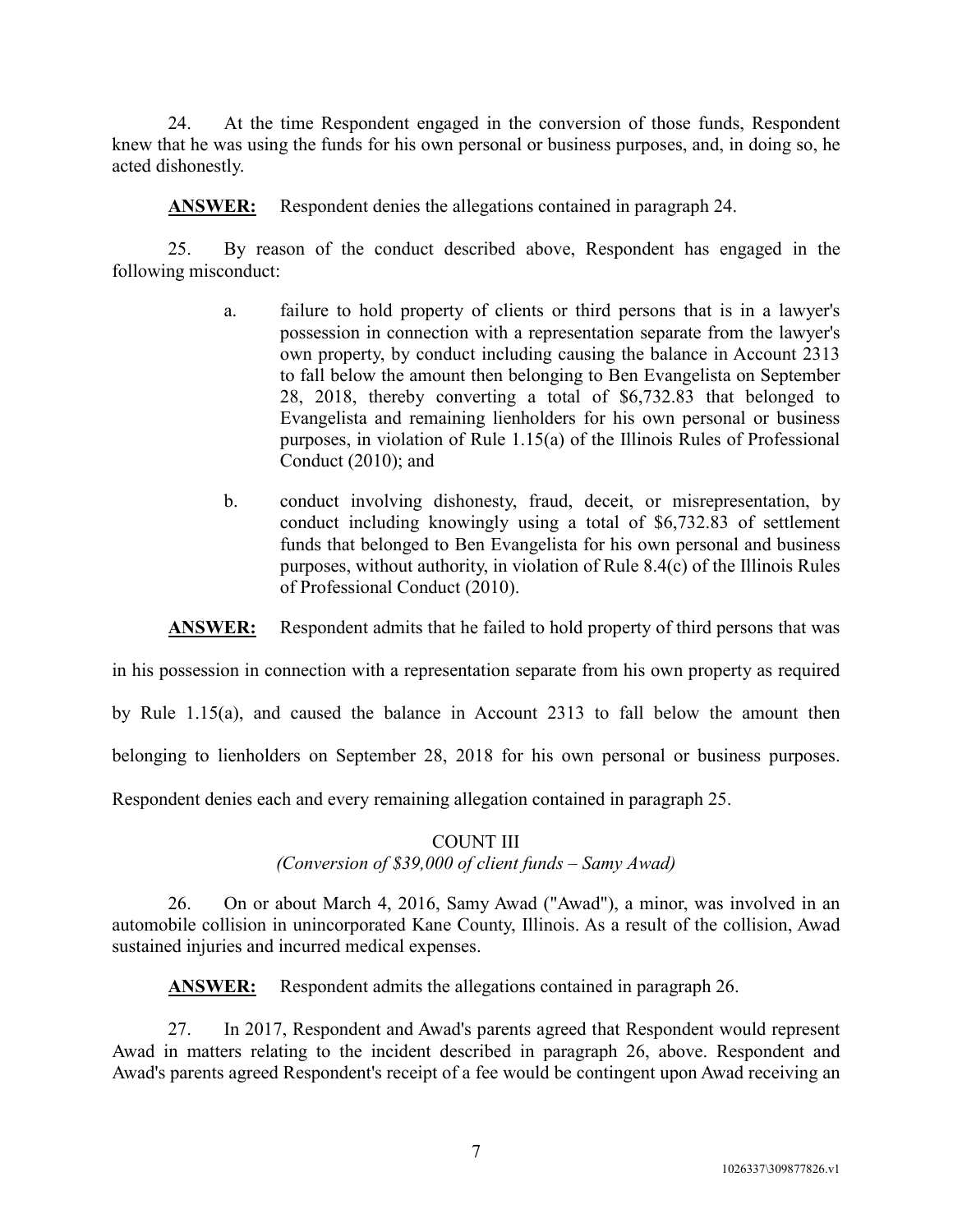24. At the time Respondent engaged in the conversion of those funds, Respondent knew that he was using the funds for his own personal or business purposes, and, in doing so, he acted dishonestly.

**ANSWER:** Respondent denies the allegations contained in paragraph 24.

25. By reason of the conduct described above, Respondent has engaged in the following misconduct:

a. failure to hold property of clients or third persons that is in a lawyer's possession in connection with a representation separate from the lawyer's own property, by conduct including causing the balance in Account 2313 to fall below the amount then belonging to Ben Evangelista on September 28, 2018, thereby converting a total of $6,732.83 that belonged to Evangelista and remaining lienholders for his own personal or business purposes, in violation of Rule 1.15(a) of the Illinois Rules of Professional Conduct (2010); and

b. conduct involving dishonesty, fraud, deceit, or misrepresentation, by conduct including knowingly using a total of $6,732.83 of settlement funds that belonged to Ben Evangelista for his own personal and business purposes, without authority, in violation of Rule 8.4(c) of the Illinois Rules of Professional Conduct (2010).

**ANSWER:** Respondent admits that he failed to hold property of third persons that was in his possession in connection with a representation separate from his own property as required by Rule 1.15(a), and caused the balance in Account 2313 to fall below the amount then belonging to lienholders on September 28, 2018 for his own personal or business purposes. Respondent denies each and every remaining allegation contained in paragraph 25.

## COUNT III
*(Conversion of $39,000 of client funds – Samy Awad)*

26. On or about March 4, 2016, Samy Awad ("Awad"), a minor, was involved in an automobile collision in unincorporated Kane County, Illinois. As a result of the collision, Awad sustained injuries and incurred medical expenses.

**ANSWER:** Respondent admits the allegations contained in paragraph 26.

27. In 2017, Respondent and Awad's parents agreed that Respondent would represent Awad in matters relating to the incident described in paragraph 26, above. Respondent and Awad's parents agreed Respondent's receipt of a fee would be contingent upon Awad receiving an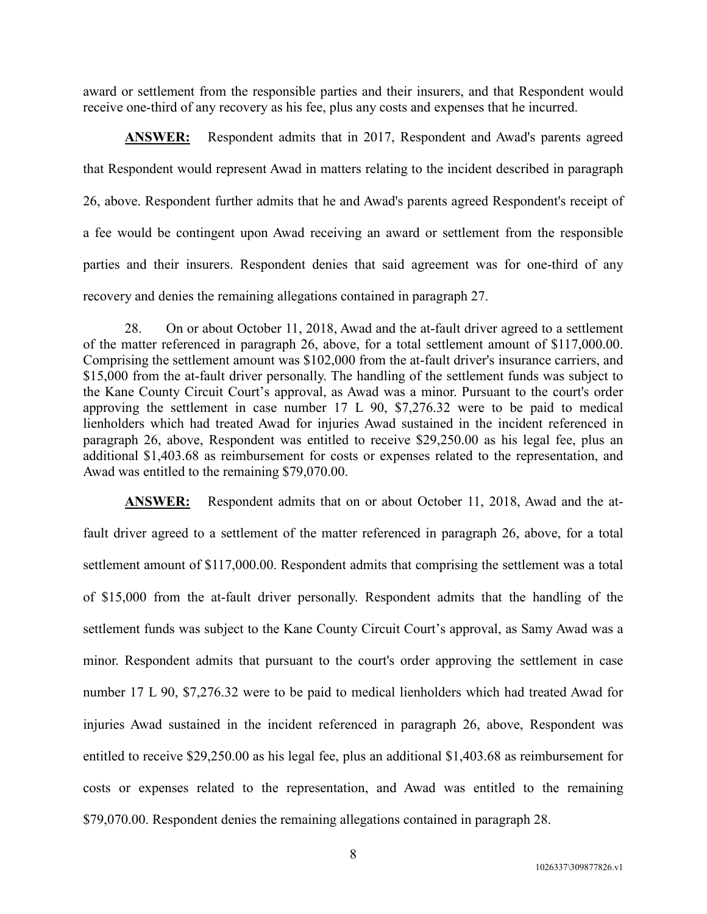award or settlement from the responsible parties and their insurers, and that Respondent would receive one-third of any recovery as his fee, plus any costs and expenses that he incurred.

**ANSWER:** Respondent admits that in 2017, Respondent and Awad's parents agreed that Respondent would represent Awad in matters relating to the incident described in paragraph 26, above. Respondent further admits that he and Awad's parents agreed Respondent's receipt of a fee would be contingent upon Awad receiving an award or settlement from the responsible parties and their insurers. Respondent denies that said agreement was for one-third of any recovery and denies the remaining allegations contained in paragraph 27.

28. On or about October 11, 2018, Awad and the at-fault driver agreed to a settlement of the matter referenced in paragraph 26, above, for a total settlement amount of $117,000.00. Comprising the settlement amount was $102,000 from the at-fault driver's insurance carriers, and $15,000 from the at-fault driver personally. The handling of the settlement funds was subject to the Kane County Circuit Court's approval, as Awad was a minor. Pursuant to the court's order approving the settlement in case number 17 L 90, $7,276.32 were to be paid to medical lienholders which had treated Awad for injuries Awad sustained in the incident referenced in paragraph 26, above, Respondent was entitled to receive $29,250.00 as his legal fee, plus an additional $1,403.68 as reimbursement for costs or expenses related to the representation, and Awad was entitled to the remaining $79,070.00.

**ANSWER:** Respondent admits that on or about October 11, 2018, Awad and the at-fault driver agreed to a settlement of the matter referenced in paragraph 26, above, for a total settlement amount of $117,000.00. Respondent admits that comprising the settlement was a total of $15,000 from the at-fault driver personally. Respondent admits that the handling of the settlement funds was subject to the Kane County Circuit Court's approval, as Samy Awad was a minor. Respondent admits that pursuant to the court's order approving the settlement in case number 17 L 90, $7,276.32 were to be paid to medical lienholders which had treated Awad for injuries Awad sustained in the incident referenced in paragraph 26, above, Respondent was entitled to receive $29,250.00 as his legal fee, plus an additional $1,403.68 as reimbursement for costs or expenses related to the representation, and Awad was entitled to the remaining $79,070.00. Respondent denies the remaining allegations contained in paragraph 28.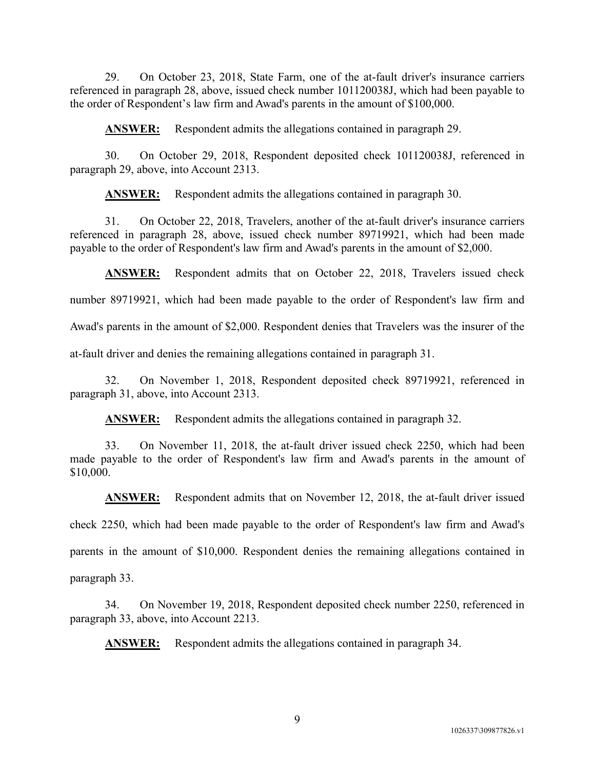29. On October 23, 2018, State Farm, one of the at-fault driver's insurance carriers referenced in paragraph 28, above, issued check number 101120038J, which had been payable to the order of Respondent's law firm and Awad's parents in the amount of $100,000.

**ANSWER:** Respondent admits the allegations contained in paragraph 29.

30. On October 29, 2018, Respondent deposited check 101120038J, referenced in paragraph 29, above, into Account 2313.

**ANSWER:** Respondent admits the allegations contained in paragraph 30.

31. On October 22, 2018, Travelers, another of the at-fault driver's insurance carriers referenced in paragraph 28, above, issued check number 89719921, which had been made payable to the order of Respondent's law firm and Awad's parents in the amount of $2,000.

**ANSWER:** Respondent admits that on October 22, 2018, Travelers issued check number 89719921, which had been made payable to the order of Respondent's law firm and Awad's parents in the amount of $2,000. Respondent denies that Travelers was the insurer of the at-fault driver and denies the remaining allegations contained in paragraph 31.

32. On November 1, 2018, Respondent deposited check 89719921, referenced in paragraph 31, above, into Account 2313.

**ANSWER:** Respondent admits the allegations contained in paragraph 32.

33. On November 11, 2018, the at-fault driver issued check 2250, which had been made payable to the order of Respondent's law firm and Awad's parents in the amount of $10,000.

**ANSWER:** Respondent admits that on November 12, 2018, the at-fault driver issued check 2250, which had been made payable to the order of Respondent's law firm and Awad's parents in the amount of $10,000. Respondent denies the remaining allegations contained in paragraph 33.

34. On November 19, 2018, Respondent deposited check number 2250, referenced in paragraph 33, above, into Account 2213.

**ANSWER:** Respondent admits the allegations contained in paragraph 34.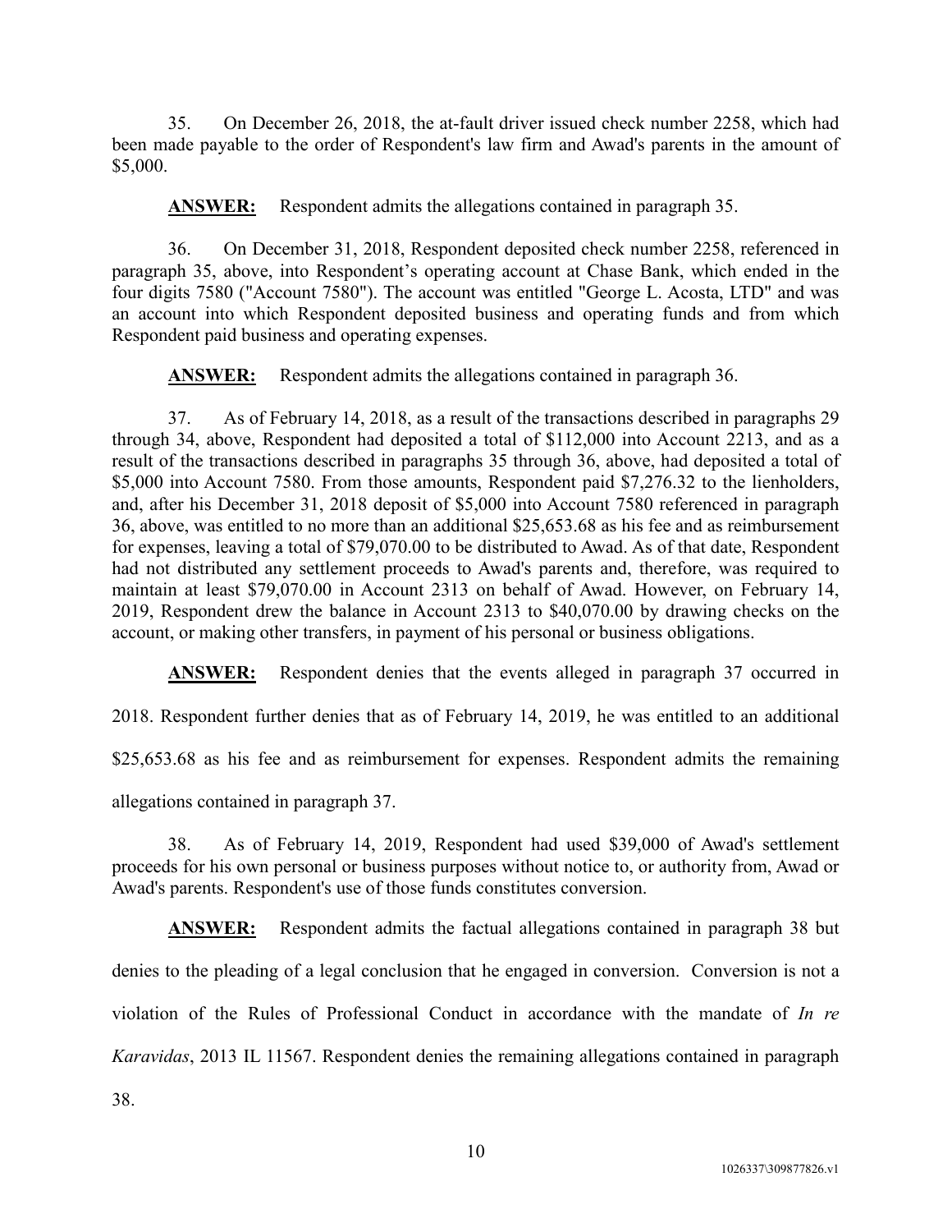35. On December 26, 2018, the at-fault driver issued check number 2258, which had been made payable to the order of Respondent's law firm and Awad's parents in the amount of $5,000.

**ANSWER:** Respondent admits the allegations contained in paragraph 35.

36. On December 31, 2018, Respondent deposited check number 2258, referenced in paragraph 35, above, into Respondent's operating account at Chase Bank, which ended in the four digits 7580 ("Account 7580"). The account was entitled "George L. Acosta, LTD" and was an account into which Respondent deposited business and operating funds and from which Respondent paid business and operating expenses.

**ANSWER:** Respondent admits the allegations contained in paragraph 36.

37. As of February 14, 2018, as a result of the transactions described in paragraphs 29 through 34, above, Respondent had deposited a total of $112,000 into Account 2213, and as a result of the transactions described in paragraphs 35 through 36, above, had deposited a total of $5,000 into Account 7580. From those amounts, Respondent paid $7,276.32 to the lienholders, and, after his December 31, 2018 deposit of $5,000 into Account 7580 referenced in paragraph 36, above, was entitled to no more than an additional $25,653.68 as his fee and as reimbursement for expenses, leaving a total of $79,070.00 to be distributed to Awad. As of that date, Respondent had not distributed any settlement proceeds to Awad's parents and, therefore, was required to maintain at least $79,070.00 in Account 2313 on behalf of Awad. However, on February 14, 2019, Respondent drew the balance in Account 2313 to $40,070.00 by drawing checks on the account, or making other transfers, in payment of his personal or business obligations.

**ANSWER:** Respondent denies that the events alleged in paragraph 37 occurred in 2018. Respondent further denies that as of February 14, 2019, he was entitled to an additional $25,653.68 as his fee and as reimbursement for expenses. Respondent admits the remaining allegations contained in paragraph 37.

38. As of February 14, 2019, Respondent had used $39,000 of Awad's settlement proceeds for his own personal or business purposes without notice to, or authority from, Awad or Awad's parents. Respondent's use of those funds constitutes conversion.

**ANSWER:** Respondent admits the factual allegations contained in paragraph 38 but denies to the pleading of a legal conclusion that he engaged in conversion. Conversion is not a violation of the Rules of Professional Conduct in accordance with the mandate of *In re Karavidas*, 2013 IL 11567. Respondent denies the remaining allegations contained in paragraph 38.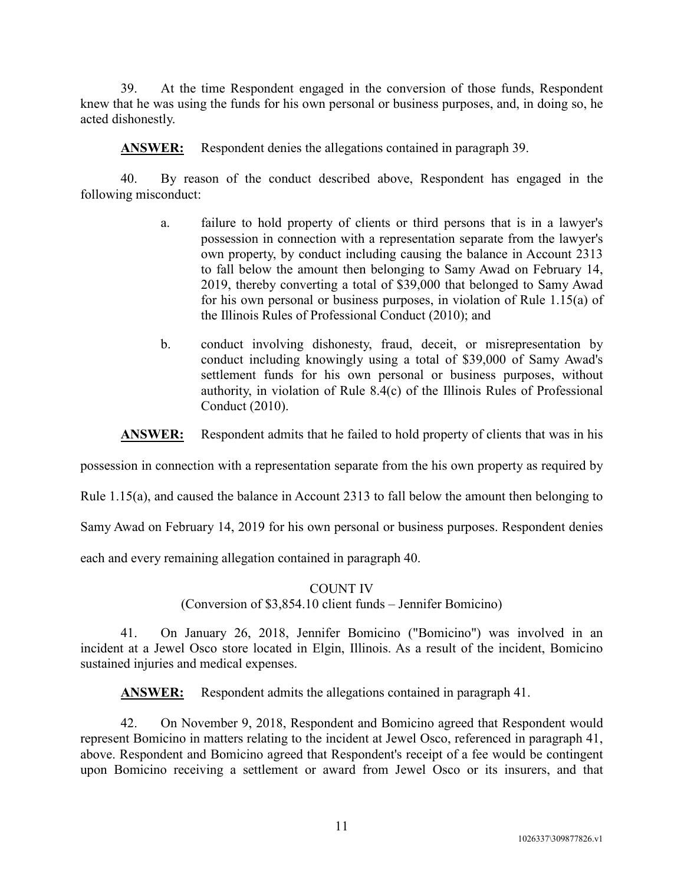39. At the time Respondent engaged in the conversion of those funds, Respondent knew that he was using the funds for his own personal or business purposes, and, in doing so, he acted dishonestly.

**ANSWER:** Respondent denies the allegations contained in paragraph 39.

40. By reason of the conduct described above, Respondent has engaged in the following misconduct:

a. failure to hold property of clients or third persons that is in a lawyer's possession in connection with a representation separate from the lawyer's own property, by conduct including causing the balance in Account 2313 to fall below the amount then belonging to Samy Awad on February 14, 2019, thereby converting a total of $39,000 that belonged to Samy Awad for his own personal or business purposes, in violation of Rule 1.15(a) of the Illinois Rules of Professional Conduct (2010); and

b. conduct involving dishonesty, fraud, deceit, or misrepresentation by conduct including knowingly using a total of $39,000 of Samy Awad's settlement funds for his own personal or business purposes, without authority, in violation of Rule 8.4(c) of the Illinois Rules of Professional Conduct (2010).

**ANSWER:** Respondent admits that he failed to hold property of clients that was in his possession in connection with a representation separate from the his own property as required by Rule 1.15(a), and caused the balance in Account 2313 to fall below the amount then belonging to Samy Awad on February 14, 2019 for his own personal or business purposes. Respondent denies each and every remaining allegation contained in paragraph 40.

## COUNT IV
(Conversion of $3,854.10 client funds – Jennifer Bomicino)

41. On January 26, 2018, Jennifer Bomicino ("Bomicino") was involved in an incident at a Jewel Osco store located in Elgin, Illinois. As a result of the incident, Bomicino sustained injuries and medical expenses.

**ANSWER:** Respondent admits the allegations contained in paragraph 41.

42. On November 9, 2018, Respondent and Bomicino agreed that Respondent would represent Bomicino in matters relating to the incident at Jewel Osco, referenced in paragraph 41, above. Respondent and Bomicino agreed that Respondent's receipt of a fee would be contingent upon Bomicino receiving a settlement or award from Jewel Osco or its insurers, and that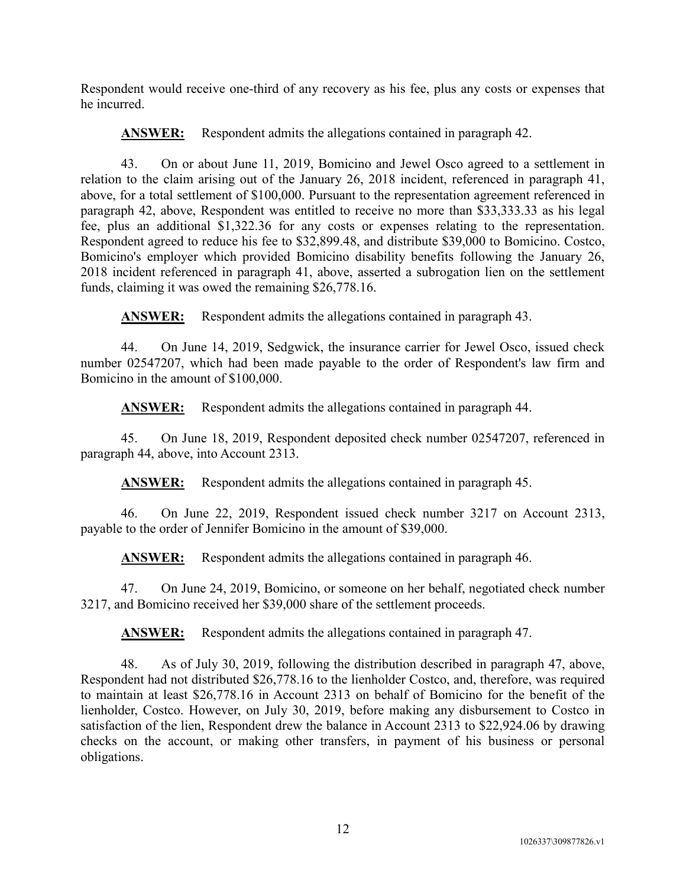Respondent would receive one-third of any recovery as his fee, plus any costs or expenses that he incurred.

**ANSWER:** Respondent admits the allegations contained in paragraph 42.

43. On or about June 11, 2019, Bomicino and Jewel Osco agreed to a settlement in relation to the claim arising out of the January 26, 2018 incident, referenced in paragraph 41, above, for a total settlement of $100,000. Pursuant to the representation agreement referenced in paragraph 42, above, Respondent was entitled to receive no more than $33,333.33 as his legal fee, plus an additional $1,322.36 for any costs or expenses relating to the representation. Respondent agreed to reduce his fee to $32,899.48, and distribute $39,000 to Bomicino. Costco, Bomicino's employer which provided Bomicino disability benefits following the January 26, 2018 incident referenced in paragraph 41, above, asserted a subrogation lien on the settlement funds, claiming it was owed the remaining $26,778.16.

**ANSWER:** Respondent admits the allegations contained in paragraph 43.

44. On June 14, 2019, Sedgwick, the insurance carrier for Jewel Osco, issued check number 02547207, which had been made payable to the order of Respondent's law firm and Bomicino in the amount of $100,000.

**ANSWER:** Respondent admits the allegations contained in paragraph 44.

45. On June 18, 2019, Respondent deposited check number 02547207, referenced in paragraph 44, above, into Account 2313.

**ANSWER:** Respondent admits the allegations contained in paragraph 45.

46. On June 22, 2019, Respondent issued check number 3217 on Account 2313, payable to the order of Jennifer Bomicino in the amount of $39,000.

**ANSWER:** Respondent admits the allegations contained in paragraph 46.

47. On June 24, 2019, Bomicino, or someone on her behalf, negotiated check number 3217, and Bomicino received her $39,000 share of the settlement proceeds.

**ANSWER:** Respondent admits the allegations contained in paragraph 47.

48. As of July 30, 2019, following the distribution described in paragraph 47, above, Respondent had not distributed $26,778.16 to the lienholder Costco, and, therefore, was required to maintain at least $26,778.16 in Account 2313 on behalf of Bomicino for the benefit of the lienholder, Costco. However, on July 30, 2019, before making any disbursement to Costco in satisfaction of the lien, Respondent drew the balance in Account 2313 to $22,924.06 by drawing checks on the account, or making other transfers, in payment of his business or personal obligations.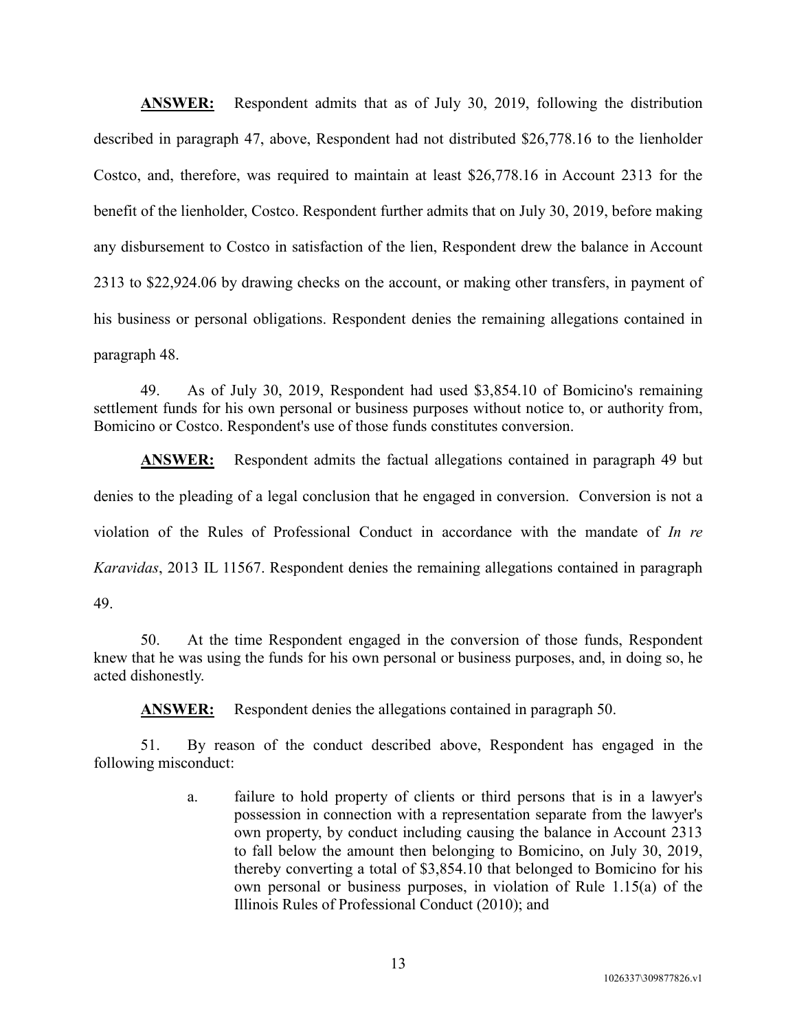**ANSWER:** Respondent admits that as of July 30, 2019, following the distribution described in paragraph 47, above, Respondent had not distributed $26,778.16 to the lienholder Costco, and, therefore, was required to maintain at least $26,778.16 in Account 2313 for the benefit of the lienholder, Costco. Respondent further admits that on July 30, 2019, before making any disbursement to Costco in satisfaction of the lien, Respondent drew the balance in Account 2313 to $22,924.06 by drawing checks on the account, or making other transfers, in payment of his business or personal obligations. Respondent denies the remaining allegations contained in paragraph 48.

49. As of July 30, 2019, Respondent had used $3,854.10 of Bomicino's remaining settlement funds for his own personal or business purposes without notice to, or authority from, Bomicino or Costco. Respondent's use of those funds constitutes conversion.

**ANSWER:** Respondent admits the factual allegations contained in paragraph 49 but denies to the pleading of a legal conclusion that he engaged in conversion. Conversion is not a violation of the Rules of Professional Conduct in accordance with the mandate of *In re Karavidas*, 2013 IL 11567. Respondent denies the remaining allegations contained in paragraph 49.

50. At the time Respondent engaged in the conversion of those funds, Respondent knew that he was using the funds for his own personal or business purposes, and, in doing so, he acted dishonestly.

**ANSWER:** Respondent denies the allegations contained in paragraph 50.

51. By reason of the conduct described above, Respondent has engaged in the following misconduct:

a. failure to hold property of clients or third persons that is in a lawyer's possession in connection with a representation separate from the lawyer's own property, by conduct including causing the balance in Account 2313 to fall below the amount then belonging to Bomicino, on July 30, 2019, thereby converting a total of $3,854.10 that belonged to Bomicino for his own personal or business purposes, in violation of Rule 1.15(a) of the Illinois Rules of Professional Conduct (2010); and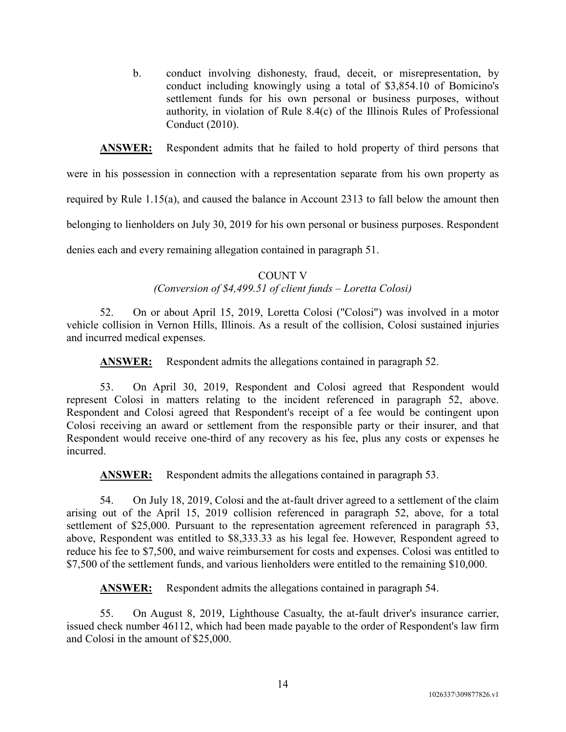b. conduct involving dishonesty, fraud, deceit, or misrepresentation, by conduct including knowingly using a total of $3,854.10 of Bomicino's settlement funds for his own personal or business purposes, without authority, in violation of Rule 8.4(c) of the Illinois Rules of Professional Conduct (2010).

**ANSWER:** Respondent admits that he failed to hold property of third persons that were in his possession in connection with a representation separate from his own property as required by Rule 1.15(a), and caused the balance in Account 2313 to fall below the amount then belonging to lienholders on July 30, 2019 for his own personal or business purposes. Respondent denies each and every remaining allegation contained in paragraph 51.

COUNT V

*(Conversion of $4,499.51 of client funds – Loretta Colosi)*

52. On or about April 15, 2019, Loretta Colosi ("Colosi") was involved in a motor vehicle collision in Vernon Hills, Illinois. As a result of the collision, Colosi sustained injuries and incurred medical expenses.

**ANSWER:** Respondent admits the allegations contained in paragraph 52.

53. On April 30, 2019, Respondent and Colosi agreed that Respondent would represent Colosi in matters relating to the incident referenced in paragraph 52, above. Respondent and Colosi agreed that Respondent's receipt of a fee would be contingent upon Colosi receiving an award or settlement from the responsible party or their insurer, and that Respondent would receive one-third of any recovery as his fee, plus any costs or expenses he incurred.

**ANSWER:** Respondent admits the allegations contained in paragraph 53.

54. On July 18, 2019, Colosi and the at-fault driver agreed to a settlement of the claim arising out of the April 15, 2019 collision referenced in paragraph 52, above, for a total settlement of $25,000. Pursuant to the representation agreement referenced in paragraph 53, above, Respondent was entitled to $8,333.33 as his legal fee. However, Respondent agreed to reduce his fee to $7,500, and waive reimbursement for costs and expenses. Colosi was entitled to $7,500 of the settlement funds, and various lienholders were entitled to the remaining $10,000.

**ANSWER:** Respondent admits the allegations contained in paragraph 54.

55. On August 8, 2019, Lighthouse Casualty, the at-fault driver's insurance carrier, issued check number 46112, which had been made payable to the order of Respondent's law firm and Colosi in the amount of $25,000.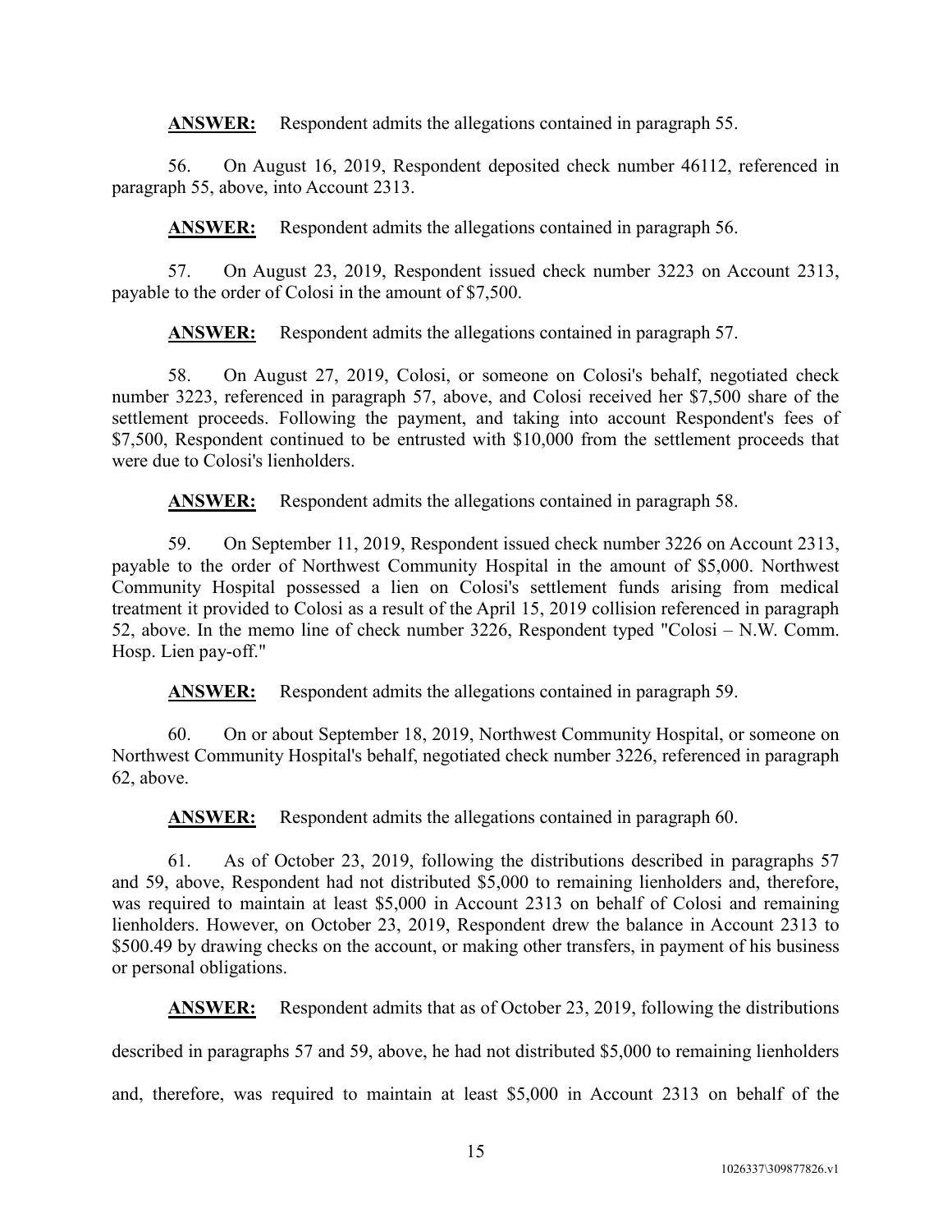**ANSWER:** Respondent admits the allegations contained in paragraph 55.

56. On August 16, 2019, Respondent deposited check number 46112, referenced in paragraph 55, above, into Account 2313.

**ANSWER:** Respondent admits the allegations contained in paragraph 56.

57. On August 23, 2019, Respondent issued check number 3223 on Account 2313, payable to the order of Colosi in the amount of $7,500.

**ANSWER:** Respondent admits the allegations contained in paragraph 57.

58. On August 27, 2019, Colosi, or someone on Colosi's behalf, negotiated check number 3223, referenced in paragraph 57, above, and Colosi received her $7,500 share of the settlement proceeds. Following the payment, and taking into account Respondent's fees of $7,500, Respondent continued to be entrusted with $10,000 from the settlement proceeds that were due to Colosi's lienholders.

**ANSWER:** Respondent admits the allegations contained in paragraph 58.

59. On September 11, 2019, Respondent issued check number 3226 on Account 2313, payable to the order of Northwest Community Hospital in the amount of $5,000. Northwest Community Hospital possessed a lien on Colosi's settlement funds arising from medical treatment it provided to Colosi as a result of the April 15, 2019 collision referenced in paragraph 52, above. In the memo line of check number 3226, Respondent typed "Colosi – N.W. Comm. Hosp. Lien pay-off."

**ANSWER:** Respondent admits the allegations contained in paragraph 59.

60. On or about September 18, 2019, Northwest Community Hospital, or someone on Northwest Community Hospital's behalf, negotiated check number 3226, referenced in paragraph 62, above.

**ANSWER:** Respondent admits the allegations contained in paragraph 60.

61. As of October 23, 2019, following the distributions described in paragraphs 57 and 59, above, Respondent had not distributed $5,000 to remaining lienholders and, therefore, was required to maintain at least $5,000 in Account 2313 on behalf of Colosi and remaining lienholders. However, on October 23, 2019, Respondent drew the balance in Account 2313 to $500.49 by drawing checks on the account, or making other transfers, in payment of his business or personal obligations.

**ANSWER:** Respondent admits that as of October 23, 2019, following the distributions described in paragraphs 57 and 59, above, he had not distributed $5,000 to remaining lienholders and, therefore, was required to maintain at least $5,000 in Account 2313 on behalf of the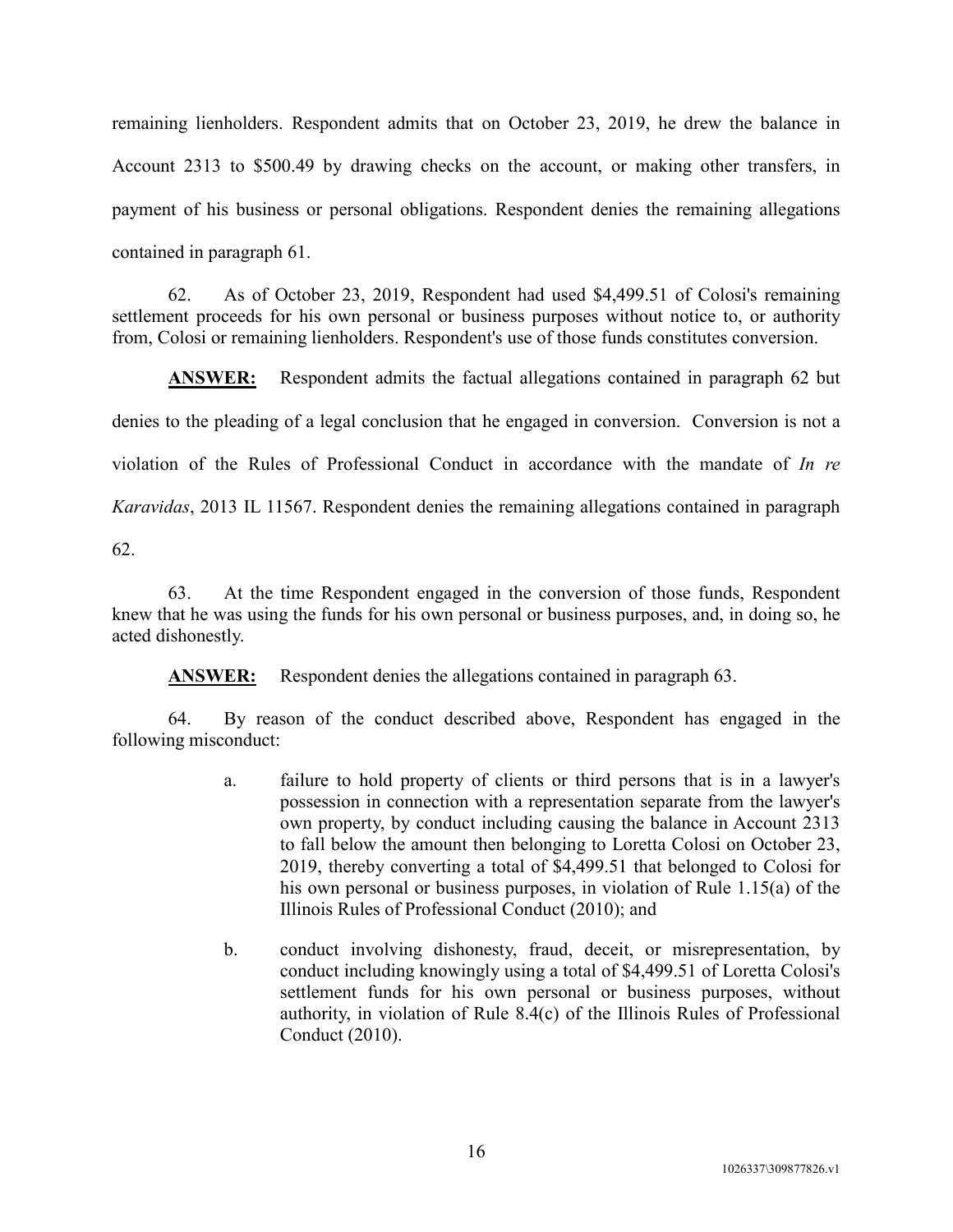remaining lienholders. Respondent admits that on October 23, 2019, he drew the balance in Account 2313 to $500.49 by drawing checks on the account, or making other transfers, in payment of his business or personal obligations. Respondent denies the remaining allegations contained in paragraph 61.

62. As of October 23, 2019, Respondent had used $4,499.51 of Colosi's remaining settlement proceeds for his own personal or business purposes without notice to, or authority from, Colosi or remaining lienholders. Respondent's use of those funds constitutes conversion.

**ANSWER:** Respondent admits the factual allegations contained in paragraph 62 but denies to the pleading of a legal conclusion that he engaged in conversion. Conversion is not a violation of the Rules of Professional Conduct in accordance with the mandate of *In re Karavidas*, 2013 IL 11567. Respondent denies the remaining allegations contained in paragraph 62.

63. At the time Respondent engaged in the conversion of those funds, Respondent knew that he was using the funds for his own personal or business purposes, and, in doing so, he acted dishonestly.

**ANSWER:** Respondent denies the allegations contained in paragraph 63.

64. By reason of the conduct described above, Respondent has engaged in the following misconduct:

a. failure to hold property of clients or third persons that is in a lawyer's possession in connection with a representation separate from the lawyer's own property, by conduct including causing the balance in Account 2313 to fall below the amount then belonging to Loretta Colosi on October 23, 2019, thereby converting a total of $4,499.51 that belonged to Colosi for his own personal or business purposes, in violation of Rule 1.15(a) of the Illinois Rules of Professional Conduct (2010); and

b. conduct involving dishonesty, fraud, deceit, or misrepresentation, by conduct including knowingly using a total of $4,499.51 of Loretta Colosi's settlement funds for his own personal or business purposes, without authority, in violation of Rule 8.4(c) of the Illinois Rules of Professional Conduct (2010).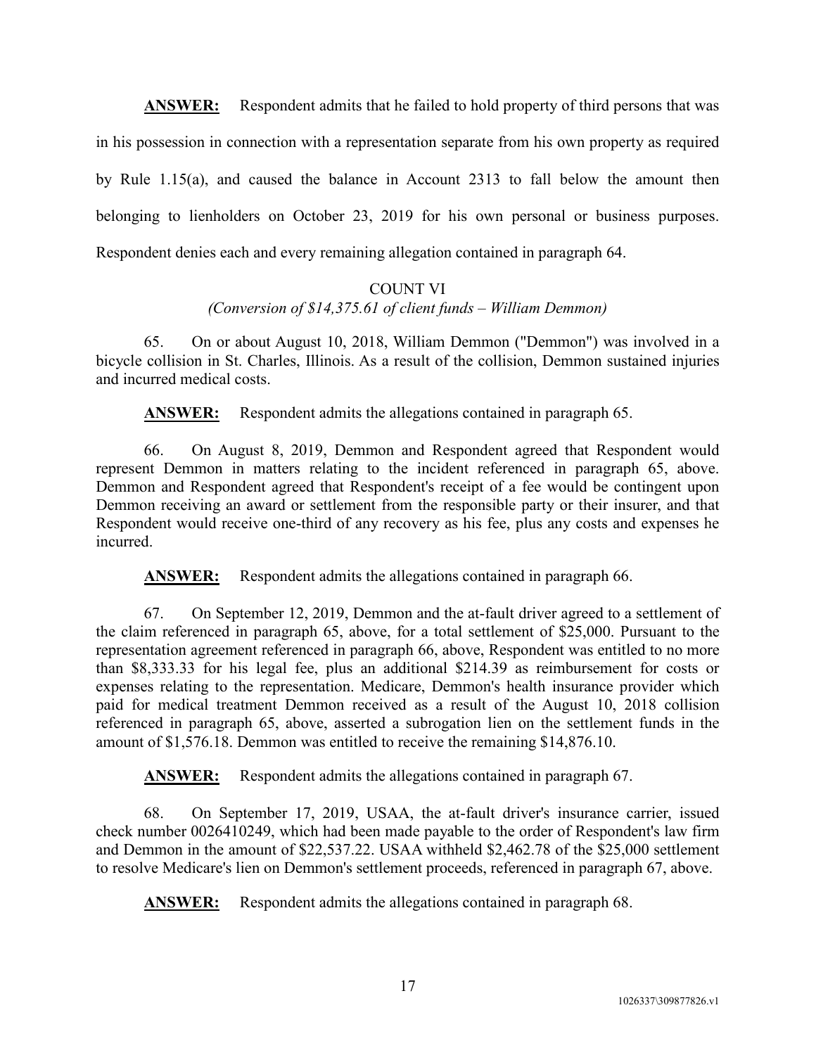**ANSWER:** Respondent admits that he failed to hold property of third persons that was in his possession in connection with a representation separate from his own property as required by Rule 1.15(a), and caused the balance in Account 2313 to fall below the amount then belonging to lienholders on October 23, 2019 for his own personal or business purposes. Respondent denies each and every remaining allegation contained in paragraph 64.

## COUNT VI

*(Conversion of $14,375.61 of client funds – William Demmon)*

65. On or about August 10, 2018, William Demmon ("Demmon") was involved in a bicycle collision in St. Charles, Illinois. As a result of the collision, Demmon sustained injuries and incurred medical costs.

**ANSWER:** Respondent admits the allegations contained in paragraph 65.

66. On August 8, 2019, Demmon and Respondent agreed that Respondent would represent Demmon in matters relating to the incident referenced in paragraph 65, above. Demmon and Respondent agreed that Respondent's receipt of a fee would be contingent upon Demmon receiving an award or settlement from the responsible party or their insurer, and that Respondent would receive one-third of any recovery as his fee, plus any costs and expenses he incurred.

**ANSWER:** Respondent admits the allegations contained in paragraph 66.

67. On September 12, 2019, Demmon and the at-fault driver agreed to a settlement of the claim referenced in paragraph 65, above, for a total settlement of $25,000. Pursuant to the representation agreement referenced in paragraph 66, above, Respondent was entitled to no more than $8,333.33 for his legal fee, plus an additional $214.39 as reimbursement for costs or expenses relating to the representation. Medicare, Demmon's health insurance provider which paid for medical treatment Demmon received as a result of the August 10, 2018 collision referenced in paragraph 65, above, asserted a subrogation lien on the settlement funds in the amount of $1,576.18. Demmon was entitled to receive the remaining $14,876.10.

**ANSWER:** Respondent admits the allegations contained in paragraph 67.

68. On September 17, 2019, USAA, the at-fault driver's insurance carrier, issued check number 0026410249, which had been made payable to the order of Respondent's law firm and Demmon in the amount of $22,537.22. USAA withheld $2,462.78 of the $25,000 settlement to resolve Medicare's lien on Demmon's settlement proceeds, referenced in paragraph 67, above.

**ANSWER:** Respondent admits the allegations contained in paragraph 68.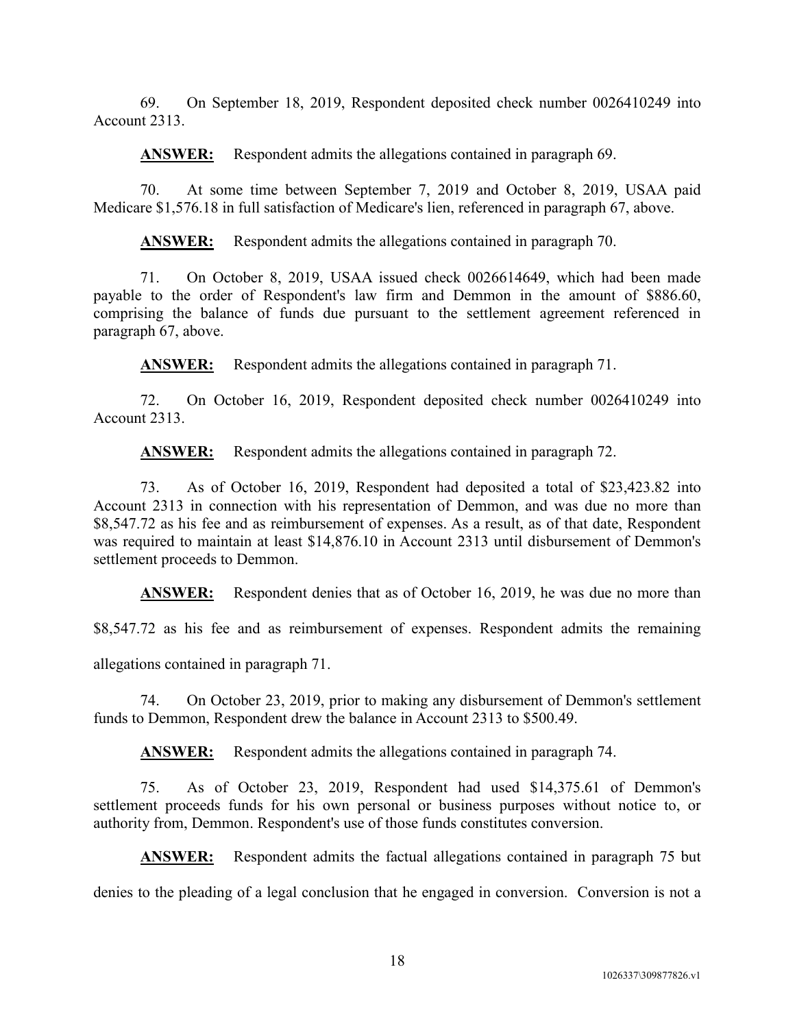69. On September 18, 2019, Respondent deposited check number 0026410249 into Account 2313.

**ANSWER:** Respondent admits the allegations contained in paragraph 69.

70. At some time between September 7, 2019 and October 8, 2019, USAA paid Medicare $1,576.18 in full satisfaction of Medicare's lien, referenced in paragraph 67, above.

**ANSWER:** Respondent admits the allegations contained in paragraph 70.

71. On October 8, 2019, USAA issued check 0026614649, which had been made payable to the order of Respondent's law firm and Demmon in the amount of $886.60, comprising the balance of funds due pursuant to the settlement agreement referenced in paragraph 67, above.

**ANSWER:** Respondent admits the allegations contained in paragraph 71.

72. On October 16, 2019, Respondent deposited check number 0026410249 into Account 2313.

**ANSWER:** Respondent admits the allegations contained in paragraph 72.

73. As of October 16, 2019, Respondent had deposited a total of $23,423.82 into Account 2313 in connection with his representation of Demmon, and was due no more than $8,547.72 as his fee and as reimbursement of expenses. As a result, as of that date, Respondent was required to maintain at least $14,876.10 in Account 2313 until disbursement of Demmon's settlement proceeds to Demmon.

**ANSWER:** Respondent denies that as of October 16, 2019, he was due no more than $8,547.72 as his fee and as reimbursement of expenses. Respondent admits the remaining allegations contained in paragraph 71.

74. On October 23, 2019, prior to making any disbursement of Demmon's settlement funds to Demmon, Respondent drew the balance in Account 2313 to $500.49.

**ANSWER:** Respondent admits the allegations contained in paragraph 74.

75. As of October 23, 2019, Respondent had used $14,375.61 of Demmon's settlement proceeds funds for his own personal or business purposes without notice to, or authority from, Demmon. Respondent's use of those funds constitutes conversion.

**ANSWER:** Respondent admits the factual allegations contained in paragraph 75 but denies to the pleading of a legal conclusion that he engaged in conversion. Conversion is not a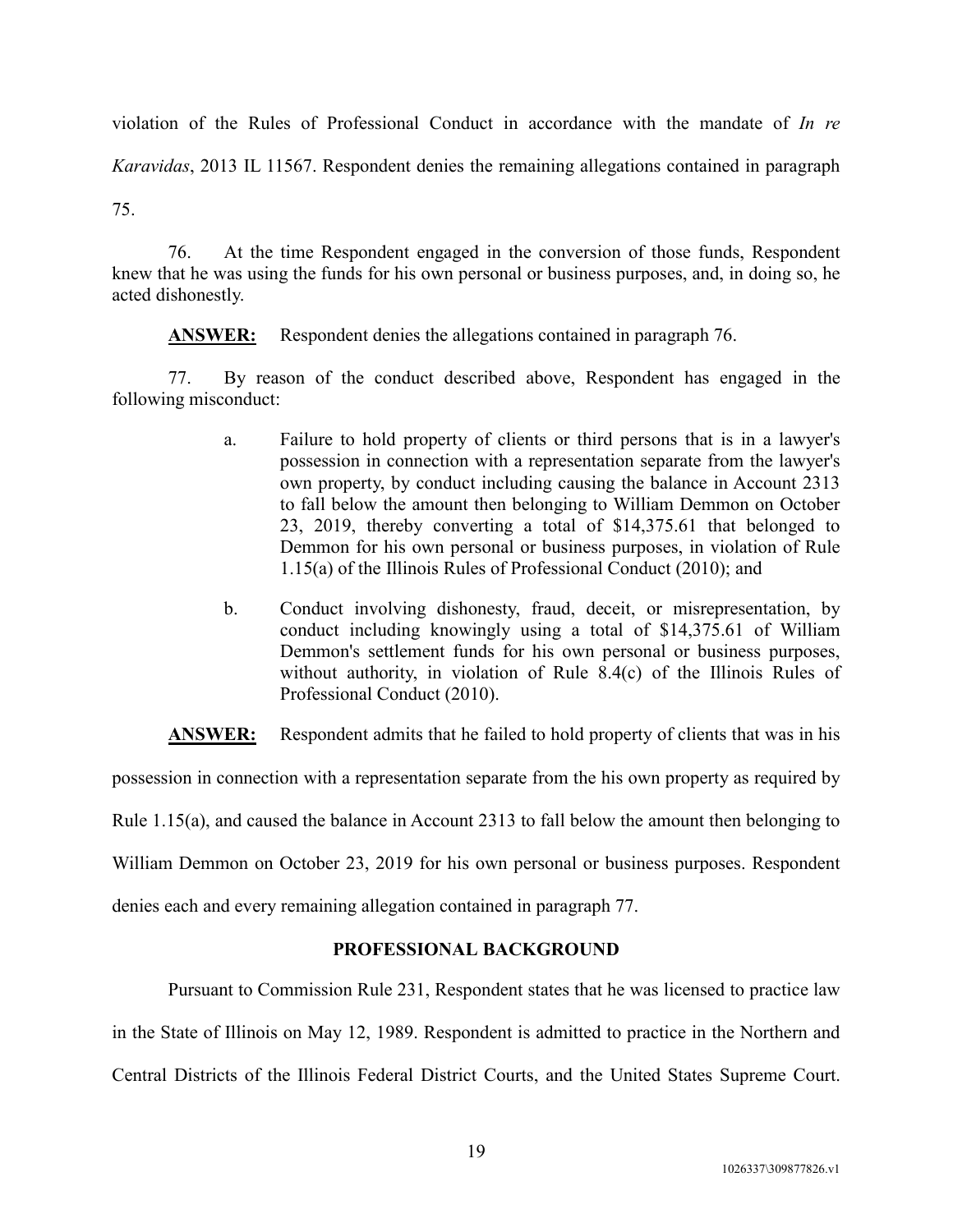violation of the Rules of Professional Conduct in accordance with the mandate of *In re Karavidas*, 2013 IL 11567. Respondent denies the remaining allegations contained in paragraph 75.

76. At the time Respondent engaged in the conversion of those funds, Respondent knew that he was using the funds for his own personal or business purposes, and, in doing so, he acted dishonestly.

**ANSWER:** Respondent denies the allegations contained in paragraph 76.

77. By reason of the conduct described above, Respondent has engaged in the following misconduct:

> a. Failure to hold property of clients or third persons that is in a lawyer's possession in connection with a representation separate from the lawyer's own property, by conduct including causing the balance in Account 2313 to fall below the amount then belonging to William Demmon on October 23, 2019, thereby converting a total of $14,375.61 that belonged to Demmon for his own personal or business purposes, in violation of Rule 1.15(a) of the Illinois Rules of Professional Conduct (2010); and
>
> b. Conduct involving dishonesty, fraud, deceit, or misrepresentation, by conduct including knowingly using a total of $14,375.61 of William Demmon's settlement funds for his own personal or business purposes, without authority, in violation of Rule 8.4(c) of the Illinois Rules of Professional Conduct (2010).

**ANSWER:** Respondent admits that he failed to hold property of clients that was in his possession in connection with a representation separate from the his own property as required by Rule 1.15(a), and caused the balance in Account 2313 to fall below the amount then belonging to William Demmon on October 23, 2019 for his own personal or business purposes. Respondent denies each and every remaining allegation contained in paragraph 77.

## PROFESSIONAL BACKGROUND

Pursuant to Commission Rule 231, Respondent states that he was licensed to practice law in the State of Illinois on May 12, 1989. Respondent is admitted to practice in the Northern and Central Districts of the Illinois Federal District Courts, and the United States Supreme Court.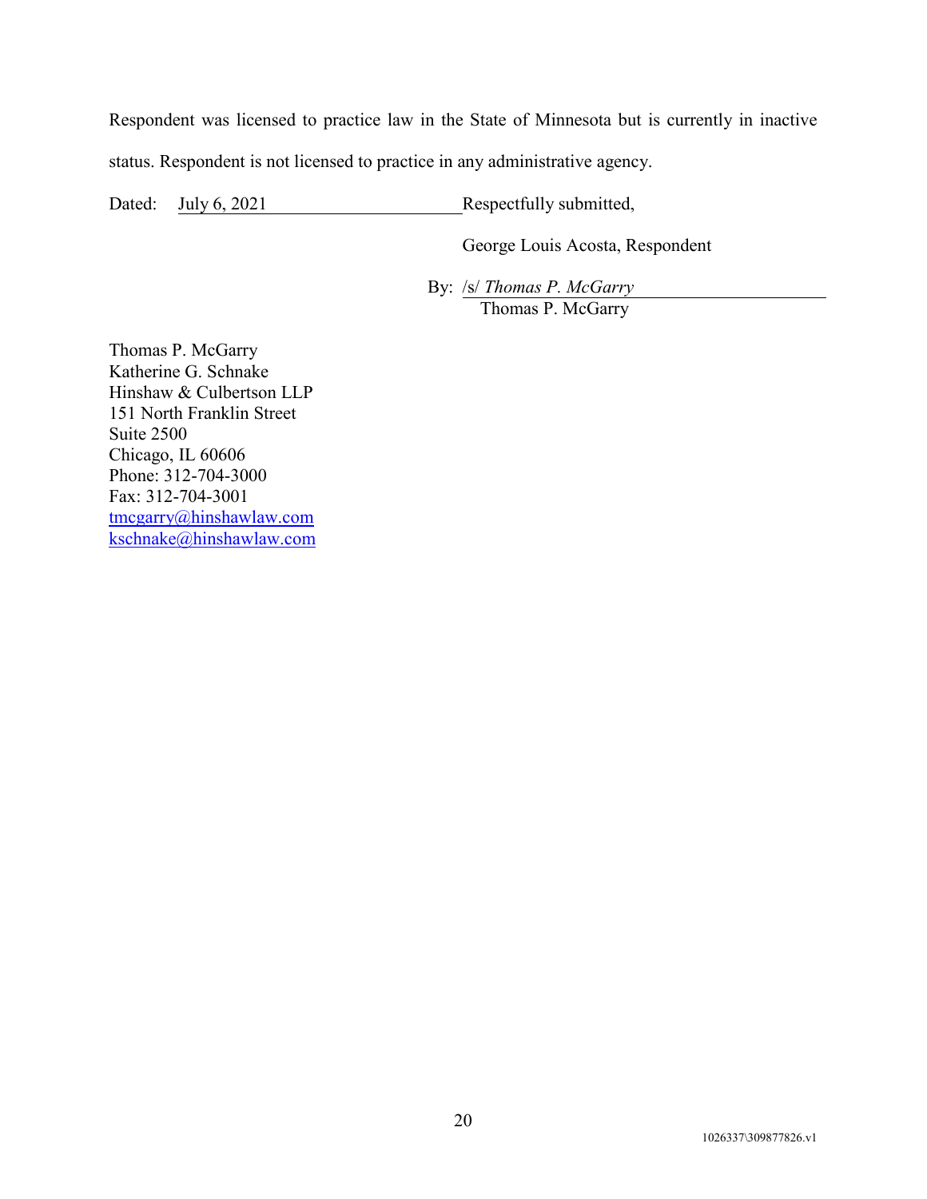Respondent was licensed to practice law in the State of Minnesota but is currently in inactive status. Respondent is not licensed to practice in any administrative agency.

Dated: July 6, 2021

Respectfully submitted,

George Louis Acosta, Respondent

By: /s/ *Thomas P. McGarry*
Thomas P. McGarry

Thomas P. McGarry
Katherine G. Schnake
Hinshaw & Culbertson LLP
151 North Franklin Street
Suite 2500
Chicago, IL 60606
Phone: 312-704-3000
Fax: 312-704-3001
tmcgarry@hinshawlaw.com
kschnake@hinshawlaw.com

1026337\309877826.v1